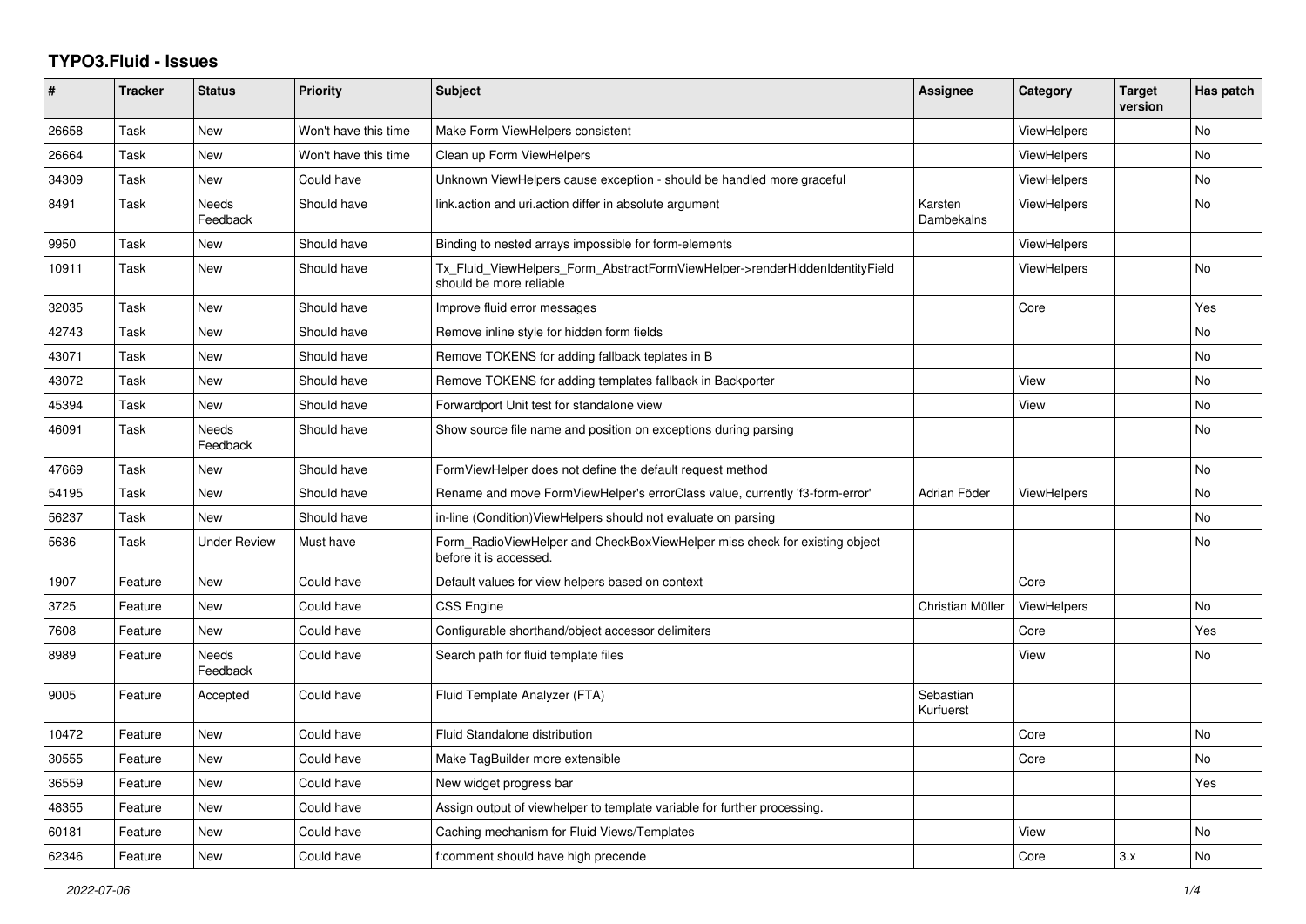# TYPO3.Fluid - Issues

| # | Tracker | Status | Priority | Subject | Assignee | Category | Target version | Has patch |
|---|---|---|---|---|---|---|---|---|
| 26658 | Task | New | Won't have this time | Make Form ViewHelpers consistent | | ViewHelpers | | No |
| 26664 | Task | New | Won't have this time | Clean up Form ViewHelpers | | ViewHelpers | | No |
| 34309 | Task | New | Could have | Unknown ViewHelpers cause exception - should be handled more graceful | | ViewHelpers | | No |
| 8491 | Task | Needs Feedback | Should have | link.action and uri.action differ in absolute argument | Karsten Dambekalns | ViewHelpers | | No |
| 9950 | Task | New | Should have | Binding to nested arrays impossible for form-elements | | ViewHelpers | | |
| 10911 | Task | New | Should have | Tx_Fluid_ViewHelpers_Form_AbstractFormViewHelper->renderHiddenIdentityField should be more reliable | | ViewHelpers | | No |
| 32035 | Task | New | Should have | Improve fluid error messages | | Core | | Yes |
| 42743 | Task | New | Should have | Remove inline style for hidden form fields | | | | No |
| 43071 | Task | New | Should have | Remove TOKENS for adding fallback teplates in B | | | | No |
| 43072 | Task | New | Should have | Remove TOKENS for adding templates fallback in Backporter | | View | | No |
| 45394 | Task | New | Should have | Forwardport Unit test for standalone view | | View | | No |
| 46091 | Task | Needs Feedback | Should have | Show source file name and position on exceptions during parsing | | | | No |
| 47669 | Task | New | Should have | FormViewHelper does not define the default request method | | | | No |
| 54195 | Task | New | Should have | Rename and move FormViewHelper's errorClass value, currently 'f3-form-error' | Adrian Föder | ViewHelpers | | No |
| 56237 | Task | New | Should have | in-line (Condition)ViewHelpers should not evaluate on parsing | | | | No |
| 5636 | Task | Under Review | Must have | Form_RadioViewHelper and CheckBoxViewHelper miss check for existing object before it is accessed. | | | | No |
| 1907 | Feature | New | Could have | Default values for view helpers based on context | | Core | | |
| 3725 | Feature | New | Could have | CSS Engine | Christian Müller | ViewHelpers | | No |
| 7608 | Feature | New | Could have | Configurable shorthand/object accessor delimiters | | Core | | Yes |
| 8989 | Feature | Needs Feedback | Could have | Search path for fluid template files | | View | | No |
| 9005 | Feature | Accepted | Could have | Fluid Template Analyzer (FTA) | Sebastian Kurfuerst | | | |
| 10472 | Feature | New | Could have | Fluid Standalone distribution | | Core | | No |
| 30555 | Feature | New | Could have | Make TagBuilder more extensible | | Core | | No |
| 36559 | Feature | New | Could have | New widget progress bar | | | | Yes |
| 48355 | Feature | New | Could have | Assign output of viewhelper to template variable for further processing. | | | | |
| 60181 | Feature | New | Could have | Caching mechanism for Fluid Views/Templates | | View | | No |
| 62346 | Feature | New | Could have | f:comment should have high precende | | Core | 3.x | No |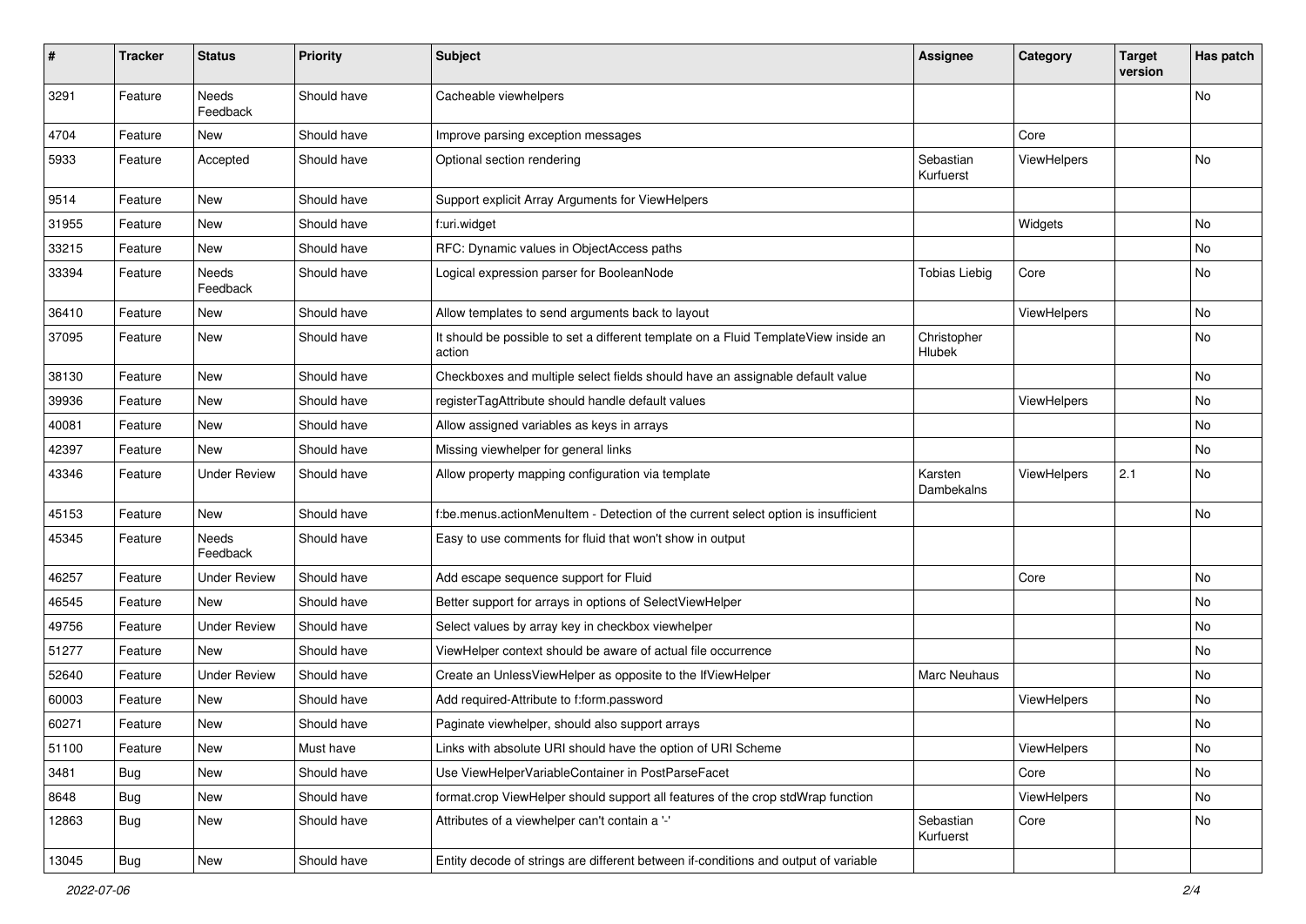| # | Tracker | Status | Priority | Subject | Assignee | Category | Target version | Has patch |
|---|---|---|---|---|---|---|---|---|
| 3291 | Feature | Needs Feedback | Should have | Cacheable viewhelpers | | | | No |
| 4704 | Feature | New | Should have | Improve parsing exception messages | | Core | | |
| 5933 | Feature | Accepted | Should have | Optional section rendering | Sebastian Kurfuerst | ViewHelpers | | No |
| 9514 | Feature | New | Should have | Support explicit Array Arguments for ViewHelpers | | | | |
| 31955 | Feature | New | Should have | f:uri.widget | | Widgets | | No |
| 33215 | Feature | New | Should have | RFC: Dynamic values in ObjectAccess paths | | | | No |
| 33394 | Feature | Needs Feedback | Should have | Logical expression parser for BooleanNode | Tobias Liebig | Core | | No |
| 36410 | Feature | New | Should have | Allow templates to send arguments back to layout | | ViewHelpers | | No |
| 37095 | Feature | New | Should have | It should be possible to set a different template on a Fluid TemplateView inside an action | Christopher Hlubek | | | No |
| 38130 | Feature | New | Should have | Checkboxes and multiple select fields should have an assignable default value | | | | No |
| 39936 | Feature | New | Should have | registerTagAttribute should handle default values | | ViewHelpers | | No |
| 40081 | Feature | New | Should have | Allow assigned variables as keys in arrays | | | | No |
| 42397 | Feature | New | Should have | Missing viewhelper for general links | | | | No |
| 43346 | Feature | Under Review | Should have | Allow property mapping configuration via template | Karsten Dambekalns | ViewHelpers | 2.1 | No |
| 45153 | Feature | New | Should have | f:be.menus.actionMenuItem - Detection of the current select option is insufficient | | | | No |
| 45345 | Feature | Needs Feedback | Should have | Easy to use comments for fluid that won't show in output | | | | |
| 46257 | Feature | Under Review | Should have | Add escape sequence support for Fluid | | Core | | No |
| 46545 | Feature | New | Should have | Better support for arrays in options of SelectViewHelper | | | | No |
| 49756 | Feature | Under Review | Should have | Select values by array key in checkbox viewhelper | | | | No |
| 51277 | Feature | New | Should have | ViewHelper context should be aware of actual file occurrence | | | | No |
| 52640 | Feature | Under Review | Should have | Create an UnlessViewHelper as opposite to the IfViewHelper | Marc Neuhaus | | | No |
| 60003 | Feature | New | Should have | Add required-Attribute to f:form.password | | ViewHelpers | | No |
| 60271 | Feature | New | Should have | Paginate viewhelper, should also support arrays | | | | No |
| 51100 | Feature | New | Must have | Links with absolute URI should have the option of URI Scheme | | ViewHelpers | | No |
| 3481 | Bug | New | Should have | Use ViewHelperVariableContainer in PostParseFacet | | Core | | No |
| 8648 | Bug | New | Should have | format.crop ViewHelper should support all features of the crop stdWrap function | | ViewHelpers | | No |
| 12863 | Bug | New | Should have | Attributes of a viewhelper can't contain a '-' | Sebastian Kurfuerst | Core | | No |
| 13045 | Bug | New | Should have | Entity decode of strings are different between if-conditions and output of variable | | | | |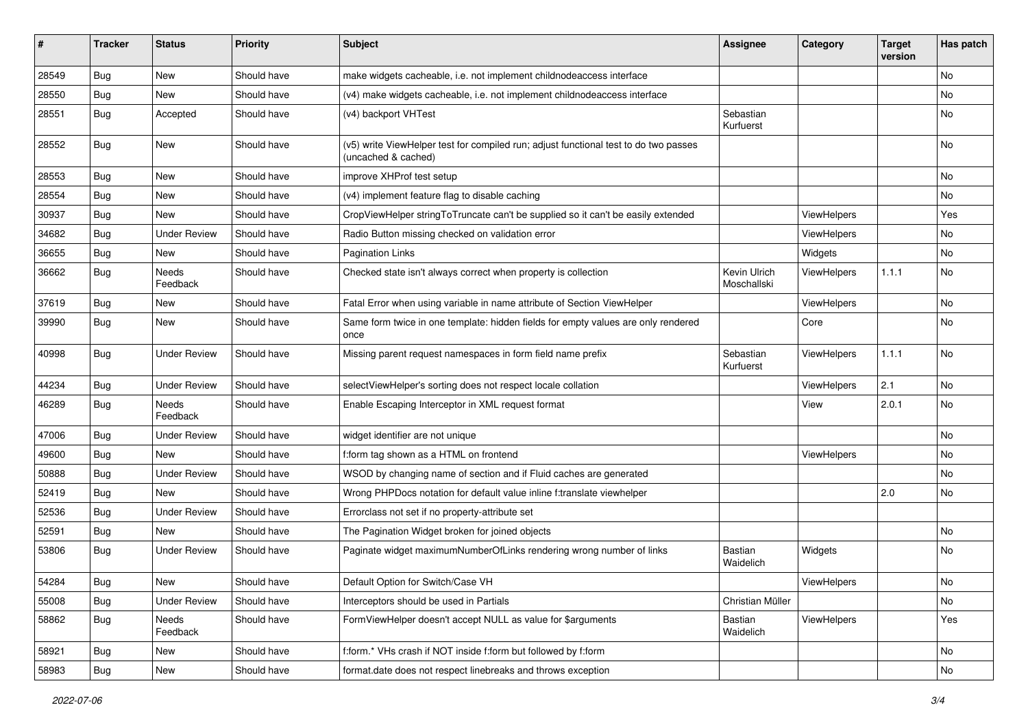| # | Tracker | Status | Priority | Subject | Assignee | Category | Target version | Has patch |
|---|---|---|---|---|---|---|---|---|
| 28549 | Bug | New | Should have | make widgets cacheable, i.e. not implement childnodeaccess interface | | | | No |
| 28550 | Bug | New | Should have | (v4) make widgets cacheable, i.e. not implement childnodeaccess interface | | | | No |
| 28551 | Bug | Accepted | Should have | (v4) backport VHTest | Sebastian Kurfuerst | | | No |
| 28552 | Bug | New | Should have | (v5) write ViewHelper test for compiled run; adjust functional test to do two passes (uncached & cached) | | | | No |
| 28553 | Bug | New | Should have | improve XHProf test setup | | | | No |
| 28554 | Bug | New | Should have | (v4) implement feature flag to disable caching | | | | No |
| 30937 | Bug | New | Should have | CropViewHelper stringToTruncate can't be supplied so it can't be easily extended | | ViewHelpers | | Yes |
| 34682 | Bug | Under Review | Should have | Radio Button missing checked on validation error | | ViewHelpers | | No |
| 36655 | Bug | New | Should have | Pagination Links | | Widgets | | No |
| 36662 | Bug | Needs Feedback | Should have | Checked state isn't always correct when property is collection | Kevin Ulrich Moschallski | ViewHelpers | 1.1.1 | No |
| 37619 | Bug | New | Should have | Fatal Error when using variable in name attribute of Section ViewHelper | | ViewHelpers | | No |
| 39990 | Bug | New | Should have | Same form twice in one template: hidden fields for empty values are only rendered once | | Core | | No |
| 40998 | Bug | Under Review | Should have | Missing parent request namespaces in form field name prefix | Sebastian Kurfuerst | ViewHelpers | 1.1.1 | No |
| 44234 | Bug | Under Review | Should have | selectViewHelper's sorting does not respect locale collation | | ViewHelpers | 2.1 | No |
| 46289 | Bug | Needs Feedback | Should have | Enable Escaping Interceptor in XML request format | | View | 2.0.1 | No |
| 47006 | Bug | Under Review | Should have | widget identifier are not unique | | | | No |
| 49600 | Bug | New | Should have | f:form tag shown as a HTML on frontend | | ViewHelpers | | No |
| 50888 | Bug | Under Review | Should have | WSOD by changing name of section and if Fluid caches are generated | | | | No |
| 52419 | Bug | New | Should have | Wrong PHPDocs notation for default value inline f:translate viewhelper | | | 2.0 | No |
| 52536 | Bug | Under Review | Should have | Errorclass not set if no property-attribute set | | | | |
| 52591 | Bug | New | Should have | The Pagination Widget broken for joined objects | | | | No |
| 53806 | Bug | Under Review | Should have | Paginate widget maximumNumberOfLinks rendering wrong number of links | Bastian Waidelich | Widgets | | No |
| 54284 | Bug | New | Should have | Default Option for Switch/Case VH | | ViewHelpers | | No |
| 55008 | Bug | Under Review | Should have | Interceptors should be used in Partials | Christian Müller | | | No |
| 58862 | Bug | Needs Feedback | Should have | FormViewHelper doesn't accept NULL as value for $arguments | Bastian Waidelich | ViewHelpers | | Yes |
| 58921 | Bug | New | Should have | f:form.* VHs crash if NOT inside f:form but followed by f:form | | | | No |
| 58983 | Bug | New | Should have | format.date does not respect linebreaks and throws exception | | | | No |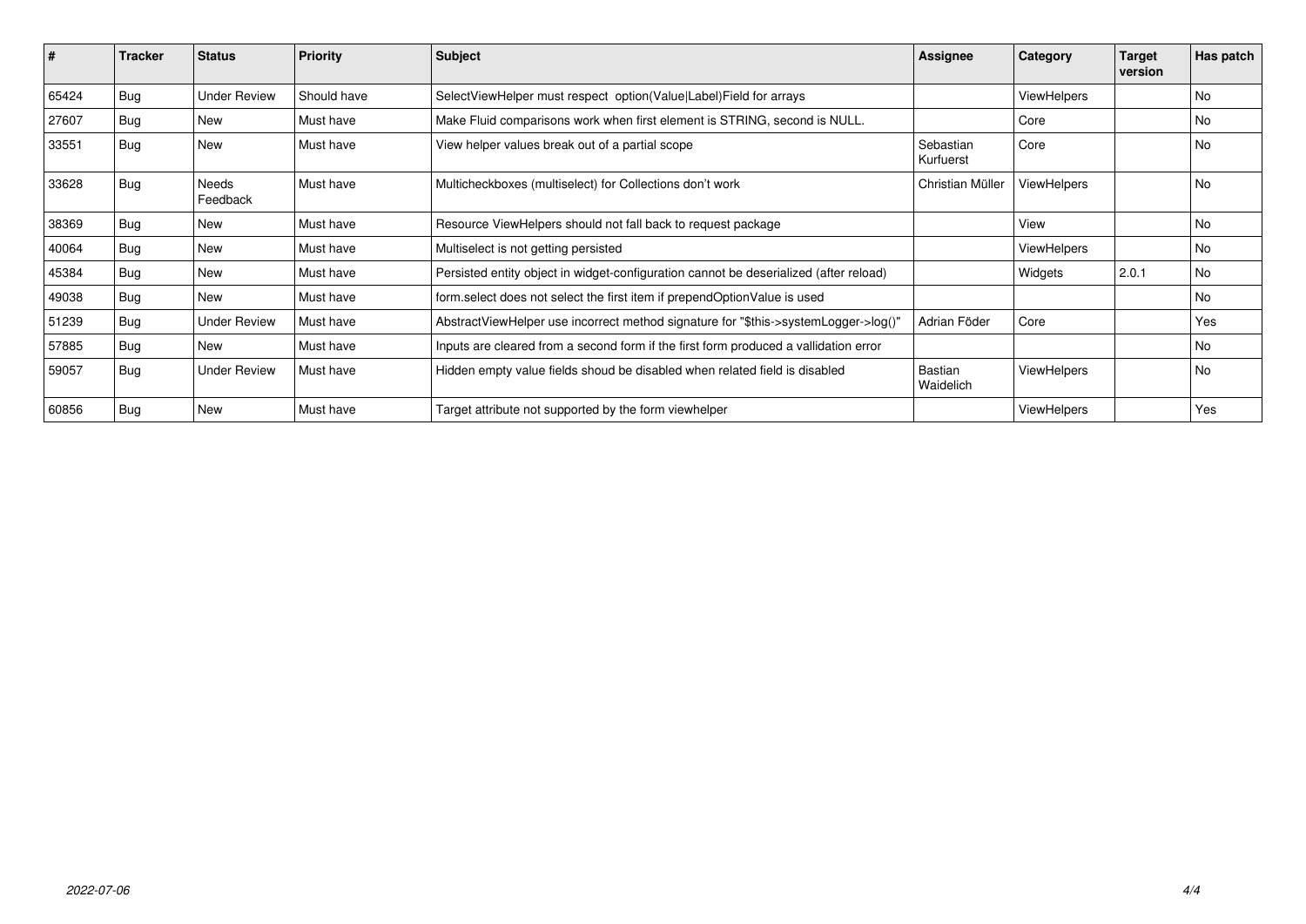| # | Tracker | Status | Priority | Subject | Assignee | Category | Target version | Has patch |
| --- | --- | --- | --- | --- | --- | --- | --- | --- |
| 65424 | Bug | Under Review | Should have | SelectViewHelper must respect option(Value\|Label)Field for arrays | | ViewHelpers | | No |
| 27607 | Bug | New | Must have | Make Fluid comparisons work when first element is STRING, second is NULL. | | Core | | No |
| 33551 | Bug | New | Must have | View helper values break out of a partial scope | Sebastian Kurfuerst | Core | | No |
| 33628 | Bug | Needs Feedback | Must have | Multicheckboxes (multiselect) for Collections don't work | Christian Müller | ViewHelpers | | No |
| 38369 | Bug | New | Must have | Resource ViewHelpers should not fall back to request package | | View | | No |
| 40064 | Bug | New | Must have | Multiselect is not getting persisted | | ViewHelpers | | No |
| 45384 | Bug | New | Must have | Persisted entity object in widget-configuration cannot be deserialized (after reload) | | Widgets | 2.0.1 | No |
| 49038 | Bug | New | Must have | form.select does not select the first item if prependOptionValue is used | | | | No |
| 51239 | Bug | Under Review | Must have | AbstractViewHelper use incorrect method signature for "$this->systemLogger->log()" | Adrian Föder | Core | | Yes |
| 57885 | Bug | New | Must have | Inputs are cleared from a second form if the first form produced a vallidation error | | | | No |
| 59057 | Bug | Under Review | Must have | Hidden empty value fields shoud be disabled when related field is disabled | Bastian Waidelich | ViewHelpers | | No |
| 60856 | Bug | New | Must have | Target attribute not supported by the form viewhelper | | ViewHelpers | | Yes |